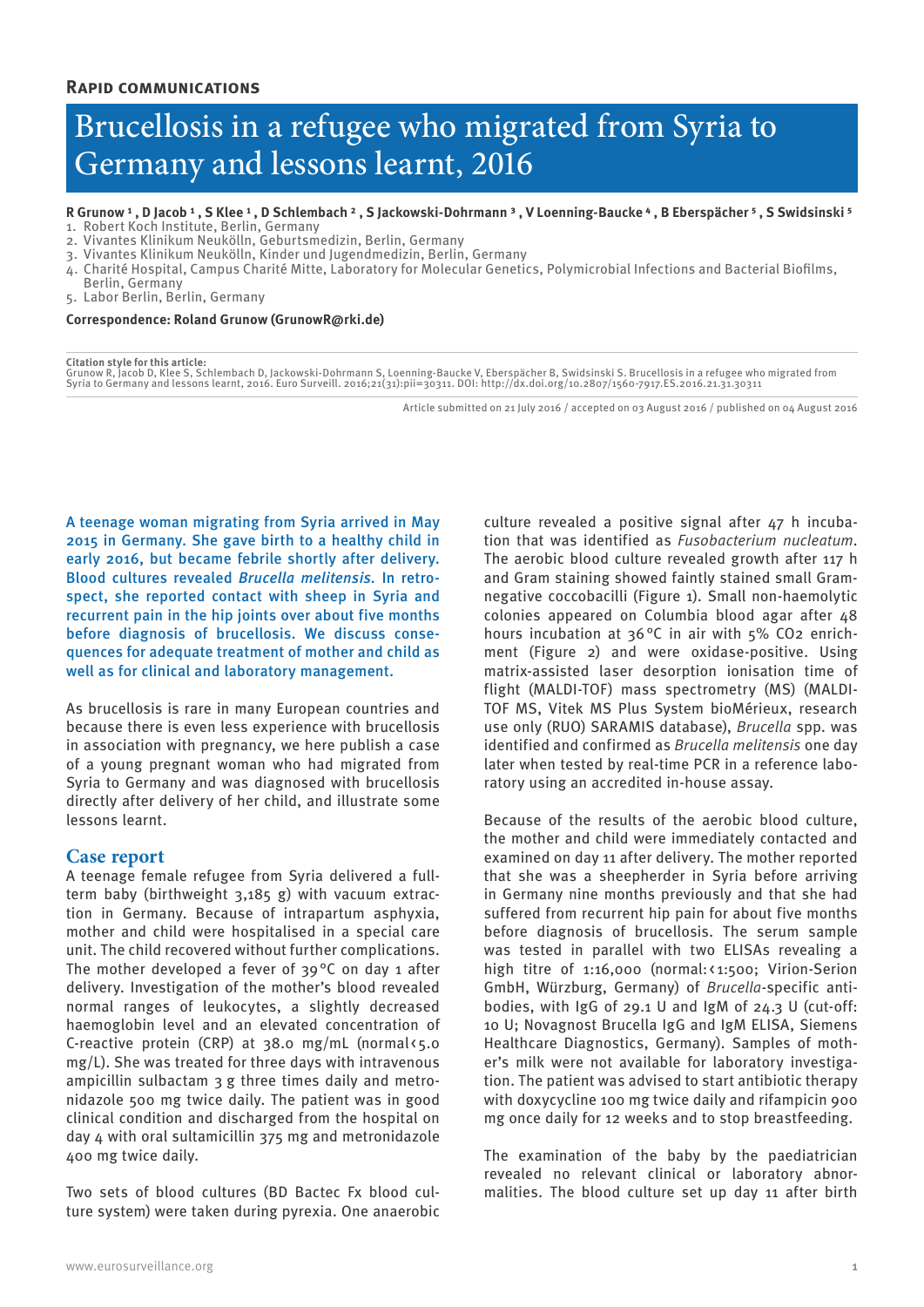**Rapid communications**

# Brucellosis in a refugee who migrated from Syria to Germany and lessons learnt, 2016

**R Grunow [1] , D Jacob [1] , S Klee [1] , D Schlembach [2] , S Jackowski-Dohrmann [3] , V Loenning-Baucke [4] , B Eberspächer [5] , S Swidsinski [5]**

1. Robert Koch Institute, Berlin, Germany
2. Vivantes Klinikum Neukölln, Geburtsmedizin, Berlin, Germany
3. Vivantes Klinikum Neukölln, Kinder und Jugendmedizin, Berlin, Germany
4. Charité Hospital, Campus Charité Mitte, Laboratory for Molecular Genetics, Polymicrobial Infections and Bacterial Biofilms, Berlin, Germany
5. Labor Berlin, Berlin, Germany

**Correspondence: Roland Grunow (GrunowR@rki.de)**

**Citation style for this article:**
Grunow R, Jacob D, Klee S, Schlembach D, Jackowski-Dohrmann S, Loenning-Baucke V, Eberspächer B, Swidsinski S. Brucellosis in a refugee who migrated from Syria to Germany and lessons learnt, 2016. Euro Surveill. 2016;21(31):pii=30311. DOI: http://dx.doi.org/10.2807/1560-7917.ES.2016.21.31.30311

Article submitted on 21 July 2016 / accepted on 03 August 2016 / published on 04 August 2016

A teenage woman migrating from Syria arrived in May 2015 in Germany. She gave birth to a healthy child in early 2016, but became febrile shortly after delivery. Blood cultures revealed *Brucella melitensis*. In retrospect, she reported contact with sheep in Syria and recurrent pain in the hip joints over about five months before diagnosis of brucellosis. We discuss consequences for adequate treatment of mother and child as well as for clinical and laboratory management.

As brucellosis is rare in many European countries and because there is even less experience with brucellosis in association with pregnancy, we here publish a case of a young pregnant woman who had migrated from Syria to Germany and was diagnosed with brucellosis directly after delivery of her child, and illustrate some lessons learnt.

## Case report

A teenage female refugee from Syria delivered a full-term baby (birthweight 3,185 g) with vacuum extraction in Germany. Because of intrapartum asphyxia, mother and child were hospitalised in a special care unit. The child recovered without further complications. The mother developed a fever of 39 °C on day 1 after delivery. Investigation of the mother's blood revealed normal ranges of leukocytes, a slightly decreased haemoglobin level and an elevated concentration of C-reactive protein (CRP) at 38.0 mg/mL (normal < 5.0 mg/L). She was treated for three days with intravenous ampicillin sulbactam 3 g three times daily and metronidazole 500 mg twice daily. The patient was in good clinical condition and discharged from the hospital on day 4 with oral sultamicillin 375 mg and metronidazole 400 mg twice daily.

Two sets of blood cultures (BD Bactec Fx blood culture system) were taken during pyrexia. One anaerobic culture revealed a positive signal after 47 h incubation that was identified as *Fusobacterium nucleatum*. The aerobic blood culture revealed growth after 117 h and Gram staining showed faintly stained small Gram-negative coccobacilli (Figure 1). Small non-haemolytic colonies appeared on Columbia blood agar after 48 hours incubation at 36 °C in air with 5% $CO_2$ enrichment (Figure 2) and were oxidase-positive. Using matrix-assisted laser desorption ionisation time of flight (MALDI-TOF) mass spectrometry (MS) (MALDI-TOF MS, Vitek MS Plus System bioMérieux, research use only (RUO) SARAMIS database), *Brucella* spp. was identified and confirmed as *Brucella melitensis* one day later when tested by real-time PCR in a reference laboratory using an accredited in-house assay.

Because of the results of the aerobic blood culture, the mother and child were immediately contacted and examined on day 11 after delivery. The mother reported that she was a sheepherder in Syria before arriving in Germany nine months previously and that she had suffered from recurrent hip pain for about five months before diagnosis of brucellosis. The serum sample was tested in parallel with two ELISAs revealing a high titre of 1:16,000 (normal: < 1:500; Virion-Serion GmbH, Würzburg, Germany) of *Brucella*-specific antibodies, with IgG of 29.1 U and IgM of 24.3 U (cut-off: 10 U; Novagnost Brucella IgG and IgM ELISA, Siemens Healthcare Diagnostics, Germany). Samples of mother's milk were not available for laboratory investigation. The patient was advised to start antibiotic therapy with doxycycline 100 mg twice daily and rifampicin 900 mg once daily for 12 weeks and to stop breastfeeding.

The examination of the baby by the paediatrician revealed no relevant clinical or laboratory abnormalities. The blood culture set up day 11 after birth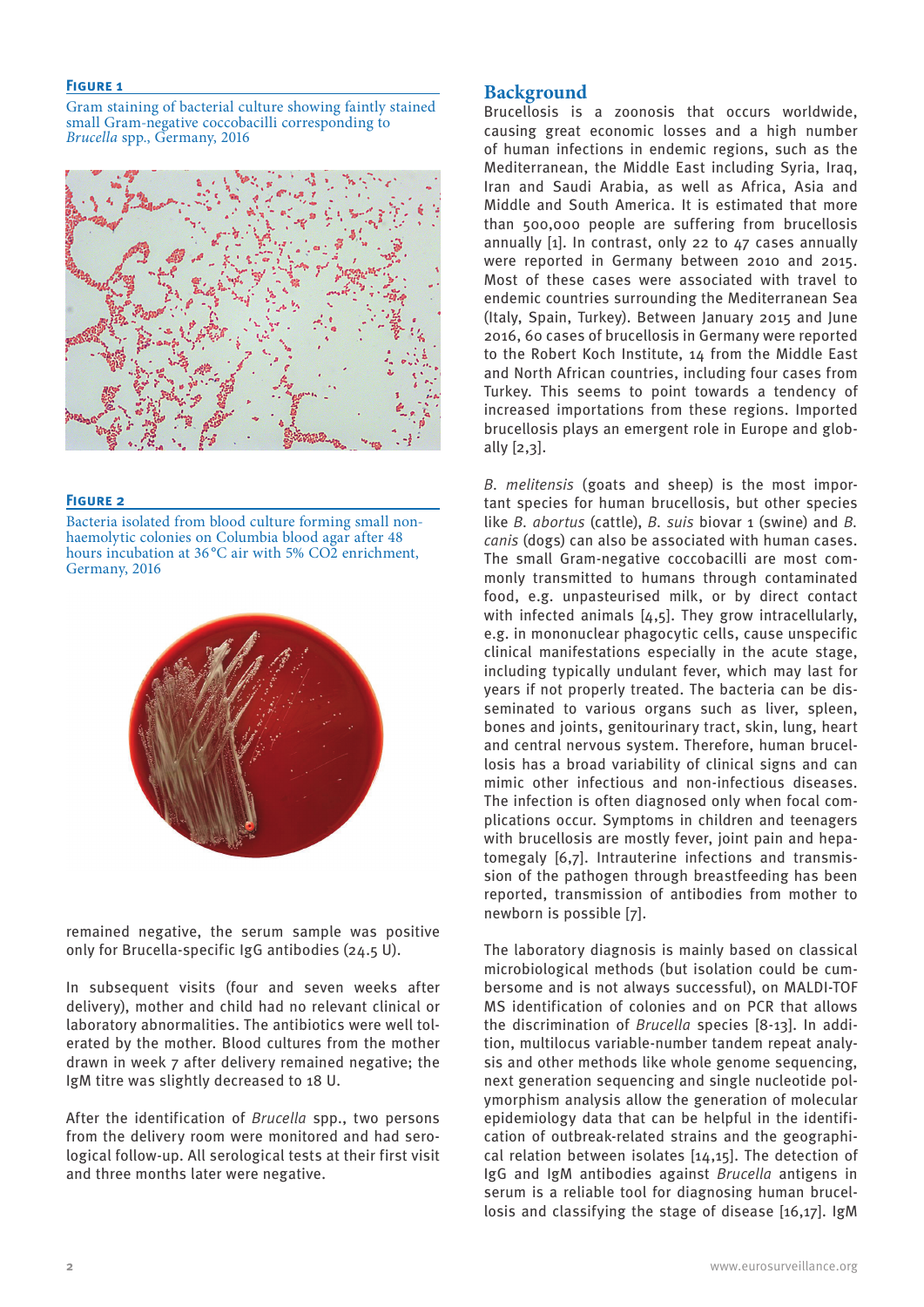**Figure 1**

Gram staining of bacterial culture showing faintly stained small Gram-negative coccobacilli corresponding to *Brucella* spp., Germany, 2016

**Figure 2**

Bacteria isolated from blood culture forming small non-haemolytic colonies on Columbia blood agar after 48 hours incubation at 36 °C air with 5% $CO_2$ enrichment, Germany, 2016

remained negative, the serum sample was positive only for Brucella-specific IgG antibodies (24.5 U).

In subsequent visits (four and seven weeks after delivery), mother and child had no relevant clinical or laboratory abnormalities. The antibiotics were well tolerated by the mother. Blood cultures from the mother drawn in week 7 after delivery remained negative; the IgM titre was slightly decreased to 18 U.

After the identification of *Brucella* spp., two persons from the delivery room were monitored and had serological follow-up. All serological tests at their first visit and three months later were negative.

## Background

Brucellosis is a zoonosis that occurs worldwide, causing great economic losses and a high number of human infections in endemic regions, such as the Mediterranean, the Middle East including Syria, Iraq, Iran and Saudi Arabia, as well as Africa, Asia and Middle and South America. It is estimated that more than 500,000 people are suffering from brucellosis annually [1]. In contrast, only 22 to 47 cases annually were reported in Germany between 2010 and 2015. Most of these cases were associated with travel to endemic countries surrounding the Mediterranean Sea (Italy, Spain, Turkey). Between January 2015 and June 2016, 60 cases of brucellosis in Germany were reported to the Robert Koch Institute, 14 from the Middle East and North African countries, including four cases from Turkey. This seems to point towards a tendency of increased importations from these regions. Imported brucellosis plays an emergent role in Europe and globally [2,3].

*B. melitensis* (goats and sheep) is the most important species for human brucellosis, but other species like *B. abortus* (cattle), *B. suis* biovar 1 (swine) and *B. canis* (dogs) can also be associated with human cases. The small Gram-negative coccobacilli are most commonly transmitted to humans through contaminated food, e.g. unpasteurised milk, or by direct contact with infected animals [4,5]. They grow intracellularly, e.g. in mononuclear phagocytic cells, cause unspecific clinical manifestations especially in the acute stage, including typically undulant fever, which may last for years if not properly treated. The bacteria can be disseminated to various organs such as liver, spleen, bones and joints, genitourinary tract, skin, lung, heart and central nervous system. Therefore, human brucellosis has a broad variability of clinical signs and can mimic other infectious and non-infectious diseases. The infection is often diagnosed only when focal complications occur. Symptoms in children and teenagers with brucellosis are mostly fever, joint pain and hepatomegaly [6,7]. Intrauterine infections and transmission of the pathogen through breastfeeding has been reported, transmission of antibodies from mother to newborn is possible [7].

The laboratory diagnosis is mainly based on classical microbiological methods (but isolation could be cumbersome and is not always successful), on MALDI-TOF MS identification of colonies and on PCR that allows the discrimination of *Brucella* species [8-13]. In addition, multilocus variable-number tandem repeat analysis and other methods like whole genome sequencing, next generation sequencing and single nucleotide polymorphism analysis allow the generation of molecular epidemiology data that can be helpful in the identification of outbreak-related strains and the geographical relation between isolates [14,15]. The detection of IgG and IgM antibodies against *Brucella* antigens in serum is a reliable tool for diagnosing human brucellosis and classifying the stage of disease [16,17]. IgM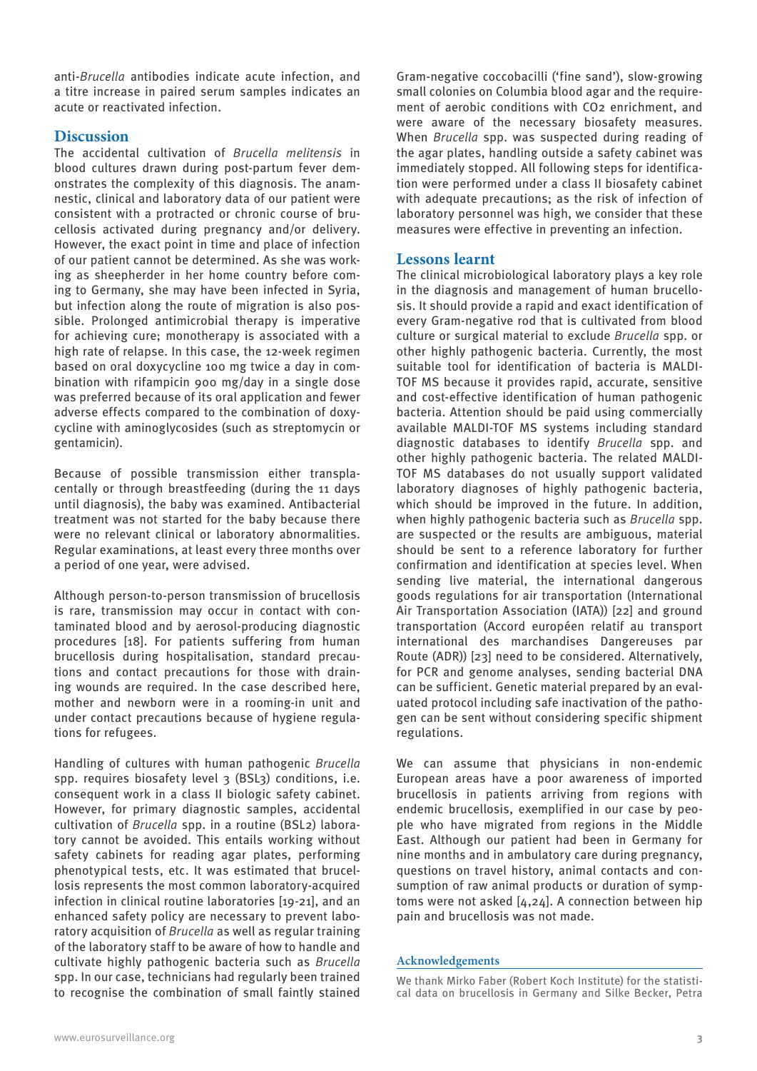anti-*Brucella* antibodies indicate acute infection, and a titre increase in paired serum samples indicates an acute or reactivated infection.

## Discussion

The accidental cultivation of *Brucella melitensis* in blood cultures drawn during post-partum fever demonstrates the complexity of this diagnosis. The anamnestic, clinical and laboratory data of our patient were consistent with a protracted or chronic course of brucellosis activated during pregnancy and/or delivery. However, the exact point in time and place of infection of our patient cannot be determined. As she was working as sheepherder in her home country before coming to Germany, she may have been infected in Syria, but infection along the route of migration is also possible. Prolonged antimicrobial therapy is imperative for achieving cure; monotherapy is associated with a high rate of relapse. In this case, the 12-week regimen based on oral doxycycline 100 mg twice a day in combination with rifampicin 900 mg/day in a single dose was preferred because of its oral application and fewer adverse effects compared to the combination of doxycycline with aminoglycosides (such as streptomycin or gentamicin).

Because of possible transmission either transplacentally or through breastfeeding (during the 11 days until diagnosis), the baby was examined. Antibacterial treatment was not started for the baby because there were no relevant clinical or laboratory abnormalities. Regular examinations, at least every three months over a period of one year, were advised.

Although person-to-person transmission of brucellosis is rare, transmission may occur in contact with contaminated blood and by aerosol-producing diagnostic procedures [18]. For patients suffering from human brucellosis during hospitalisation, standard precautions and contact precautions for those with draining wounds are required. In the case described here, mother and newborn were in a rooming-in unit and under contact precautions because of hygiene regulations for refugees.

Handling of cultures with human pathogenic *Brucella* spp. requires biosafety level 3 (BSL3) conditions, i.e. consequent work in a class II biologic safety cabinet. However, for primary diagnostic samples, accidental cultivation of *Brucella* spp. in a routine (BSL2) laboratory cannot be avoided. This entails working without safety cabinets for reading agar plates, performing phenotypical tests, etc. It was estimated that brucellosis represents the most common laboratory-acquired infection in clinical routine laboratories [19-21], and an enhanced safety policy are necessary to prevent laboratory acquisition of *Brucella* as well as regular training of the laboratory staff to be aware of how to handle and cultivate highly pathogenic bacteria such as *Brucella* spp. In our case, technicians had regularly been trained to recognise the combination of small faintly stained Gram-negative coccobacilli ('fine sand'), slow-growing small colonies on Columbia blood agar and the requirement of aerobic conditions with $CO_2$ enrichment, and were aware of the necessary biosafety measures. When *Brucella* spp. was suspected during reading of the agar plates, handling outside a safety cabinet was immediately stopped. All following steps for identification were performed under a class II biosafety cabinet with adequate precautions; as the risk of infection of laboratory personnel was high, we consider that these measures were effective in preventing an infection.

## Lessons learnt

The clinical microbiological laboratory plays a key role in the diagnosis and management of human brucellosis. It should provide a rapid and exact identification of every Gram-negative rod that is cultivated from blood culture or surgical material to exclude *Brucella* spp. or other highly pathogenic bacteria. Currently, the most suitable tool for identification of bacteria is MALDI-TOF MS because it provides rapid, accurate, sensitive and cost-effective identification of human pathogenic bacteria. Attention should be paid using commercially available MALDI-TOF MS systems including standard diagnostic databases to identify *Brucella* spp. and other highly pathogenic bacteria. The related MALDI-TOF MS databases do not usually support validated laboratory diagnoses of highly pathogenic bacteria, which should be improved in the future. In addition, when highly pathogenic bacteria such as *Brucella* spp. are suspected or the results are ambiguous, material should be sent to a reference laboratory for further confirmation and identification at species level. When sending live material, the international dangerous goods regulations for air transportation (International Air Transportation Association (IATA)) [22] and ground transportation (Accord européen relatif au transport international des marchandises Dangereuses par Route (ADR)) [23] need to be considered. Alternatively, for PCR and genome analyses, sending bacterial DNA can be sufficient. Genetic material prepared by an evaluated protocol including safe inactivation of the pathogen can be sent without considering specific shipment regulations.

We can assume that physicians in non-endemic European areas have a poor awareness of imported brucellosis in patients arriving from regions with endemic brucellosis, exemplified in our case by people who have migrated from regions in the Middle East. Although our patient had been in Germany for nine months and in ambulatory care during pregnancy, questions on travel history, animal contacts and consumption of raw animal products or duration of symptoms were not asked [4,24]. A connection between hip pain and brucellosis was not made.

### Acknowledgements

We thank Mirko Faber (Robert Koch Institute) for the statistical data on brucellosis in Germany and Silke Becker, Petra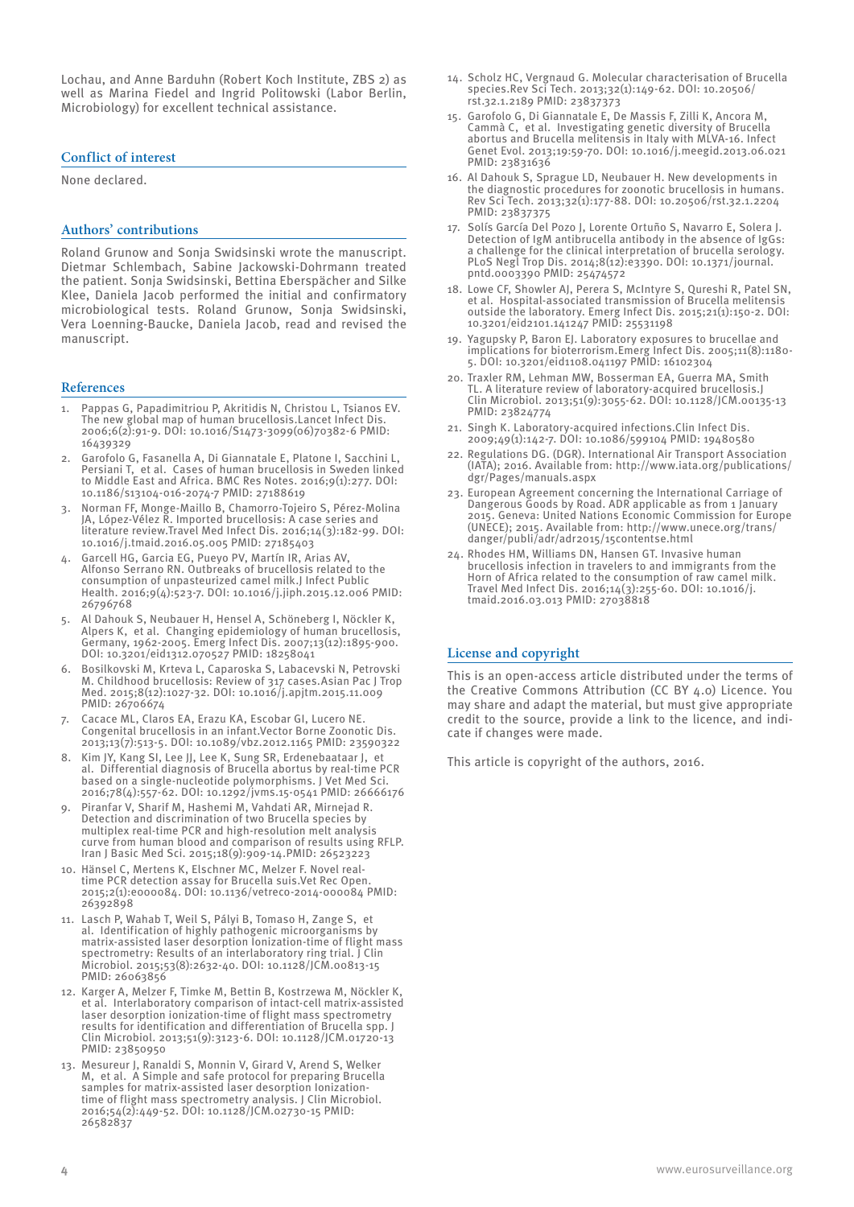Lochau, and Anne Barduhn (Robert Koch Institute, ZBS 2) as well as Marina Fiedel and Ingrid Politowski (Labor Berlin, Microbiology) for excellent technical assistance.

## Conflict of interest

None declared.

## Authors' contributions

Roland Grunow and Sonja Swidsinski wrote the manuscript. Dietmar Schlembach, Sabine Jackowski-Dohrmann treated the patient. Sonja Swidsinski, Bettina Eberspächer and Silke Klee, Daniela Jacob performed the initial and confirmatory microbiological tests. Roland Grunow, Sonja Swidsinski, Vera Loenning-Baucke, Daniela Jacob, read and revised the manuscript.

## References

1. Pappas G, Papadimitriou P, Akritidis N, Christou L, Tsianos EV. The new global map of human brucellosis.Lancet Infect Dis. 2006;6(2):91-9. DOI: 10.1016/S1473-3099(06)70382-6 PMID: 16439329
2. Garofolo G, Fasanella A, Di Giannatale E, Platone I, Sacchini L, Persiani T, et al. Cases of human brucellosis in Sweden linked to Middle East and Africa. BMC Res Notes. 2016;9(1):277. DOI: 10.1186/s13104-016-2074-7 PMID: 27188619
3. Norman FF, Monge-Maillo B, Chamorro-Tojeiro S, Pérez-Molina JA, López-Vélez R. Imported brucellosis: A case series and literature review.Travel Med Infect Dis. 2016;14(3):182-99. DOI: 10.1016/j.tmaid.2016.05.005 PMID: 27185403
4. Garcell HG, Garcia EG, Pueyo PV, Martín IR, Arias AV, Alfonso Serrano RN. Outbreaks of brucellosis related to the consumption of unpasteurized camel milk.J Infect Public Health. 2016;9(4):523-7. DOI: 10.1016/j.jiph.2015.12.006 PMID: 26796768
5. Al Dahouk S, Neubauer H, Hensel A, Schöneberg I, Nöckler K, Alpers K, et al. Changing epidemiology of human brucellosis, Germany, 1962-2005. Emerg Infect Dis. 2007;13(12):1895-900. DOI: 10.3201/eid1312.070527 PMID: 18258041
6. Bosilkovski M, Krteva L, Caparoska S, Labacevski N, Petrovski M. Childhood brucellosis: Review of 317 cases.Asian Pac J Trop Med. 2015;8(12):1027-32. DOI: 10.1016/j.apjtm.2015.11.009 PMID: 26706674
7. Cacace ML, Claros EA, Erazu KA, Escobar GI, Lucero NE. Congenital brucellosis in an infant.Vector Borne Zoonotic Dis. 2013;13(7):513-5. DOI: 10.1089/vbz.2012.1165 PMID: 23590322
8. Kim JY, Kang SI, Lee JJ, Lee K, Sung SR, Erdenebaataar J, et al. Differential diagnosis of Brucella abortus by real-time PCR based on a single-nucleotide polymorphisms. J Vet Med Sci. 2016;78(4):557-62. DOI: 10.1292/jvms.15-0541 PMID: 26666176
9. Piranfar V, Sharif M, Hashemi M, Vahdati AR, Mirnejad R. Detection and discrimination of two Brucella species by multiplex real-time PCR and high-resolution melt analysis curve from human blood and comparison of results using RFLP. Iran J Basic Med Sci. 2015;18(9):909-14.PMID: 26523223
10. Hänsel C, Mertens K, Elschner MC, Melzer F. Novel real-time PCR detection assay for Brucella suis.Vet Rec Open. 2015;2(1):e000084. DOI: 10.1136/vetreco-2014-000084 PMID: 26392898
11. Lasch P, Wahab T, Weil S, Pályi B, Tomaso H, Zange S, et al. Identification of highly pathogenic microorganisms by matrix-assisted laser desorption Ionization-time of flight mass spectrometry: Results of an interlaboratory ring trial. J Clin Microbiol. 2015;53(8):2632-40. DOI: 10.1128/JCM.00813-15 PMID: 26063856
12. Karger A, Melzer F, Timke M, Bettin B, Kostrzewa M, Nöckler K, et al. Interlaboratory comparison of intact-cell matrix-assisted laser desorption ionization-time of flight mass spectrometry results for identification and differentiation of Brucella spp. J Clin Microbiol. 2013;51(9):3123-6. DOI: 10.1128/JCM.01720-13 PMID: 23850950
13. Mesureur J, Ranaldi S, Monnin V, Girard V, Arend S, Welker M, et al. A Simple and safe protocol for preparing Brucella samples for matrix-assisted laser desorption Ionization-time of flight mass spectrometry analysis. J Clin Microbiol. 2016;54(2):449-52. DOI: 10.1128/JCM.02730-15 PMID: 26582837
14. Scholz HC, Vergnaud G. Molecular characterisation of Brucella species.Rev Sci Tech. 2013;32(1):149-62. DOI: 10.20506/rst.32.1.2189 PMID: 23837373
15. Garofolo G, Di Giannatale E, De Massis F, Zilli K, Ancora M, Cammà C, et al. Investigating genetic diversity of Brucella abortus and Brucella melitensis in Italy with MLVA-16. Infect Genet Evol. 2013;19:59-70. DOI: 10.1016/j.meegid.2013.06.021 PMID: 23831636
16. Al Dahouk S, Sprague LD, Neubauer H. New developments in the diagnostic procedures for zoonotic brucellosis in humans. Rev Sci Tech. 2013;32(1):177-88. DOI: 10.20506/rst.32.1.2204 PMID: 23837375
17. Solís García Del Pozo J, Lorente Ortuño S, Navarro E, Solera J. Detection of IgM antibrucella antibody in the absence of IgGs: a challenge for the clinical interpretation of brucella serology. PLoS Negl Trop Dis. 2014;8(12):e3390. DOI: 10.1371/journal.pntd.0003390 PMID: 25474572
18. Lowe CF, Showler AJ, Perera S, McIntyre S, Qureshi R, Patel SN, et al. Hospital-associated transmission of Brucella melitensis outside the laboratory. Emerg Infect Dis. 2015;21(1):150-2. DOI: 10.3201/eid2101.141247 PMID: 25531198
19. Yagupsky P, Baron EJ. Laboratory exposures to brucellae and implications for bioterrorism.Emerg Infect Dis. 2005;11(8):1180-5. DOI: 10.3201/eid1108.041197 PMID: 16102304
20. Traxler RM, Lehman MW, Bosserman EA, Guerra MA, Smith TL. A literature review of laboratory-acquired brucellosis.J Clin Microbiol. 2013;51(9):3055-62. DOI: 10.1128/JCM.00135-13 PMID: 23824774
21. Singh K. Laboratory-acquired infections.Clin Infect Dis. 2009;49(1):142-7. DOI: 10.1086/599104 PMID: 19480580
22. Regulations DG. (DGR). International Air Transport Association (IATA); 2016. Available from: http://www.iata.org/publications/dgr/Pages/manuals.aspx
23. European Agreement concerning the International Carriage of Dangerous Goods by Road. ADR applicable as from 1 January 2015. Geneva: United Nations Economic Commission for Europe (UNECE); 2015. Available from: http://www.unece.org/trans/danger/publi/adr/adr2015/15contentse.html
24. Rhodes HM, Williams DN, Hansen GT. Invasive human brucellosis infection in travelers to and immigrants from the Horn of Africa related to the consumption of raw camel milk. Travel Med Infect Dis. 2016;14(3):255-60. DOI: 10.1016/j.tmaid.2016.03.013 PMID: 27038818

## License and copyright

This is an open-access article distributed under the terms of the Creative Commons Attribution (CC BY 4.0) Licence. You may share and adapt the material, but must give appropriate credit to the source, provide a link to the licence, and indicate if changes were made.

This article is copyright of the authors, 2016.